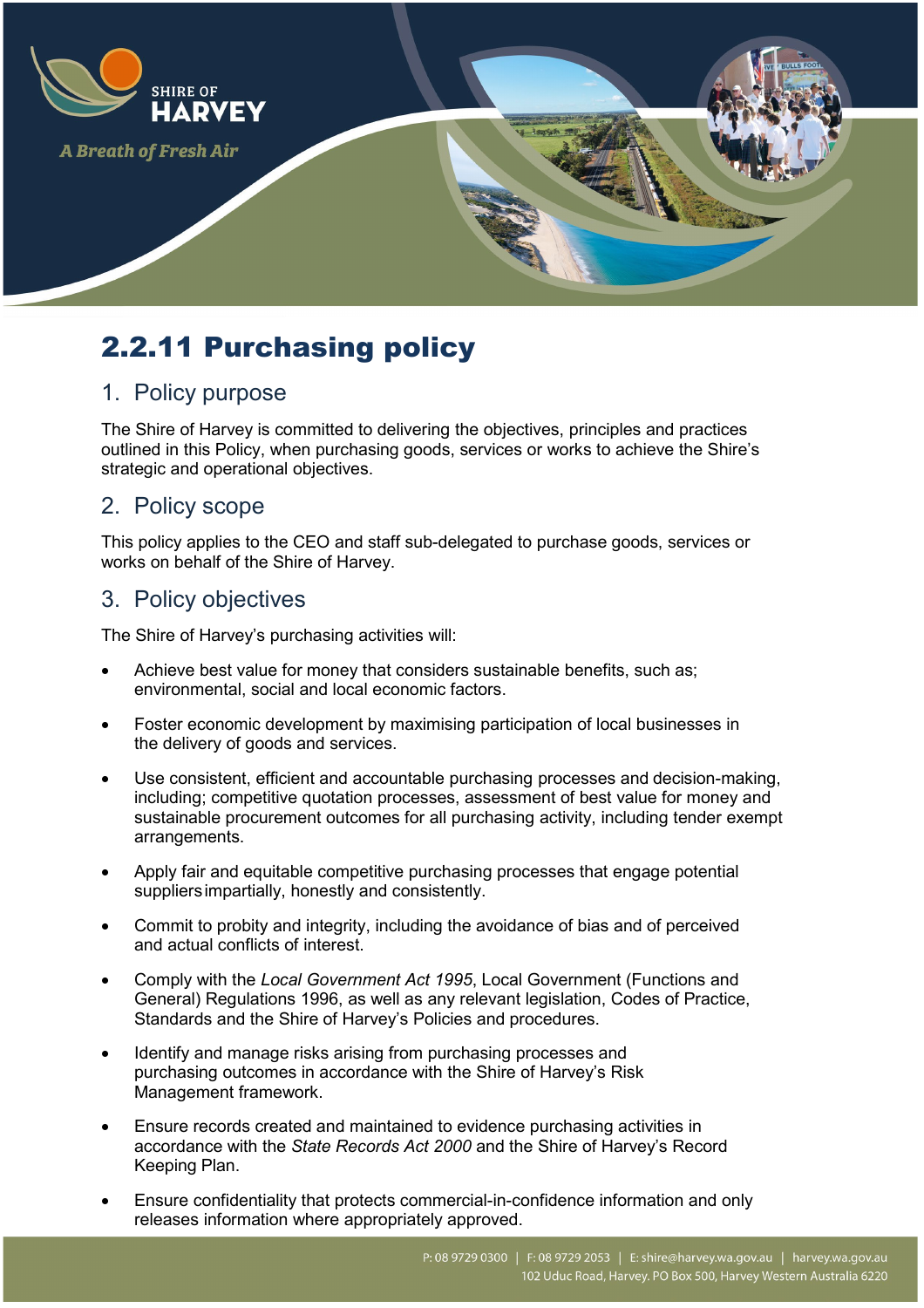# 2.2.11 Purchasing policy

## 1. Policy purpose

The Shire of Harvey is committed to delivering the objectives, principles and practices outlined in this Policy, when purchasing goods, services or works to achieve the Shire's strategic and operational objectives.

## 2. Policy scope

This policy applies to the CEO and staff sub-delegated to purchase goods, services or works on behalf of the Shire of Harvey.

## 3. Policy objectives

The Shire of Harvey's purchasing activities will:

- Achieve best value for money that considers sustainable benefits, such as; environmental, social and local economic factors.
- Foster economic development by maximising participation of local businesses in the delivery of goods and services.
- Use consistent, efficient and accountable purchasing processes and decision-making, including; competitive quotation processes, assessment of best value for money and sustainable procurement outcomes for all purchasing activity, including tender exempt arrangements.
- Apply fair and equitable competitive purchasing processes that engage potential suppliers impartially, honestly and consistently.
- Commit to probity and integrity, including the avoidance of bias and of perceived and actual conflicts of interest.
- Comply with the *Local Government Act 1995*, Local Government (Functions and General) Regulations 1996, as well as any relevant legislation, Codes of Practice, Standards and the Shire of Harvey's Policies and procedures.
- Identify and manage risks arising from purchasing processes and purchasing outcomes in accordance with the Shire of Harvey's Risk Management framework.
- Ensure records created and maintained to evidence purchasing activities in accordance with the *State Records Act 2000* and the Shire of Harvey's Record Keeping Plan.
- Ensure confidentiality that protects commercial-in-confidence information and only releases information where appropriately approved.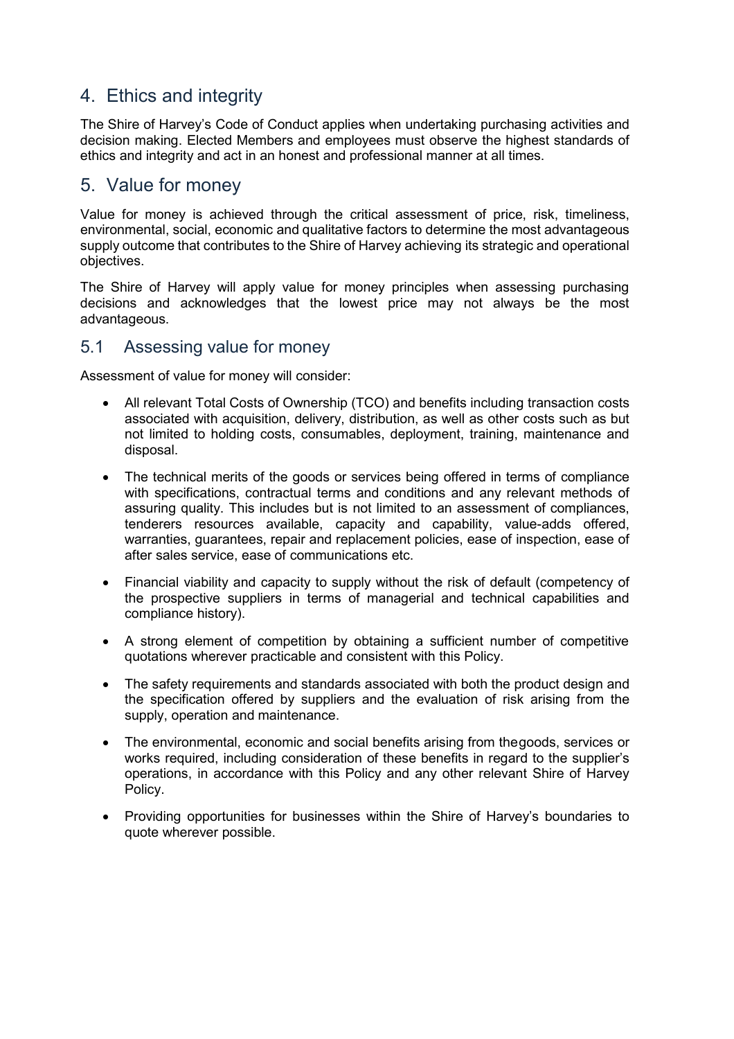## 4. Ethics and integrity

The Shire of Harvey's Code of Conduct applies when undertaking purchasing activities and decision making. Elected Members and employees must observe the highest standards of ethics and integrity and act in an honest and professional manner at all times.

## 5. Value for money

Value for money is achieved through the critical assessment of price, risk, timeliness, environmental, social, economic and qualitative factors to determine the most advantageous supply outcome that contributes to the Shire of Harvey achieving its strategic and operational objectives.

The Shire of Harvey will apply value for money principles when assessing purchasing decisions and acknowledges that the lowest price may not always be the most advantageous.

### 5.1 Assessing value for money

Assessment of value for money will consider:

- All relevant Total Costs of Ownership (TCO) and benefits including transaction costs associated with acquisition, delivery, distribution, as well as other costs such as but not limited to holding costs, consumables, deployment, training, maintenance and disposal.
- The technical merits of the goods or services being offered in terms of compliance with specifications, contractual terms and conditions and any relevant methods of assuring quality. This includes but is not limited to an assessment of compliances, tenderers resources available, capacity and capability, value-adds offered, warranties, guarantees, repair and replacement policies, ease of inspection, ease of after sales service, ease of communications etc.
- Financial viability and capacity to supply without the risk of default (competency of the prospective suppliers in terms of managerial and technical capabilities and compliance history).
- A strong element of competition by obtaining a sufficient number of competitive quotations wherever practicable and consistent with this Policy.
- The safety requirements and standards associated with both the product design and the specification offered by suppliers and the evaluation of risk arising from the supply, operation and maintenance.
- The environmental, economic and social benefits arising from thegoods, services or works required, including consideration of these benefits in regard to the supplier's operations, in accordance with this Policy and any other relevant Shire of Harvey Policy.
- Providing opportunities for businesses within the Shire of Harvey's boundaries to quote wherever possible.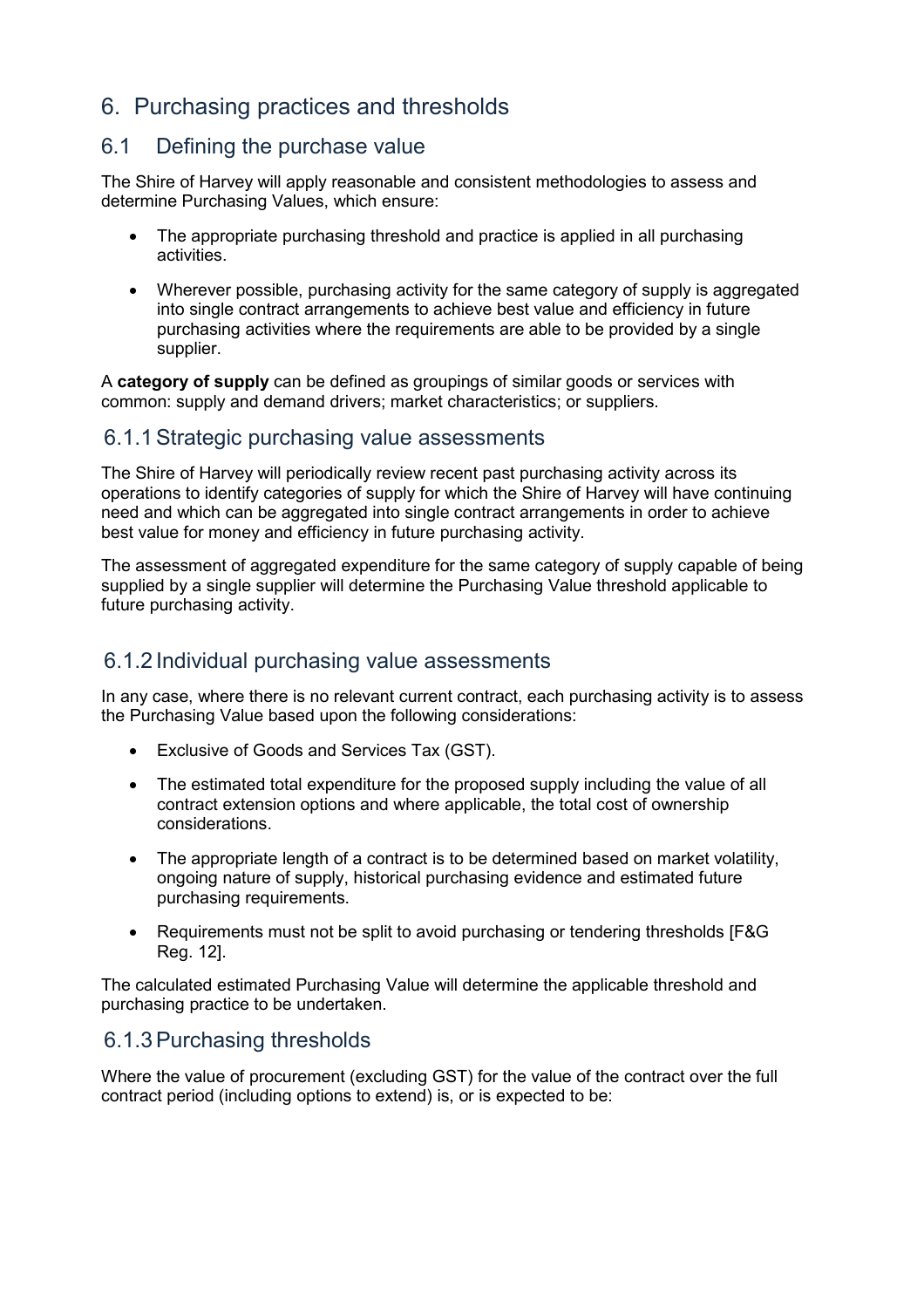## 6. Purchasing practices and thresholds

### 6.1 Defining the purchase value

The Shire of Harvey will apply reasonable and consistent methodologies to assess and determine Purchasing Values, which ensure:

- The appropriate purchasing threshold and practice is applied in all purchasing activities.
- Wherever possible, purchasing activity for the same category of supply is aggregated into single contract arrangements to achieve best value and efficiency in future purchasing activities where the requirements are able to be provided by a single supplier.

A **category of supply** can be defined as groupings of similar goods or services with common: supply and demand drivers; market characteristics; or suppliers.

#### 6.1.1 Strategic purchasing value assessments

The Shire of Harvey will periodically review recent past purchasing activity across its operations to identify categories of supply for which the Shire of Harvey will have continuing need and which can be aggregated into single contract arrangements in order to achieve best value for money and efficiency in future purchasing activity.

The assessment of aggregated expenditure for the same category of supply capable of being supplied by a single supplier will determine the Purchasing Value threshold applicable to future purchasing activity.

#### 6.1.2 Individual purchasing value assessments

In any case, where there is no relevant current contract, each purchasing activity is to assess the Purchasing Value based upon the following considerations:

- Exclusive of Goods and Services Tax (GST).
- The estimated total expenditure for the proposed supply including the value of all contract extension options and where applicable, the total cost of ownership considerations.
- The appropriate length of a contract is to be determined based on market volatility, ongoing nature of supply, historical purchasing evidence and estimated future purchasing requirements.
- Requirements must not be split to avoid purchasing or tendering thresholds [F&G Reg. 12].

The calculated estimated Purchasing Value will determine the applicable threshold and purchasing practice to be undertaken.

#### 6.1.3 Purchasing thresholds

Where the value of procurement (excluding GST) for the value of the contract over the full contract period (including options to extend) is, or is expected to be: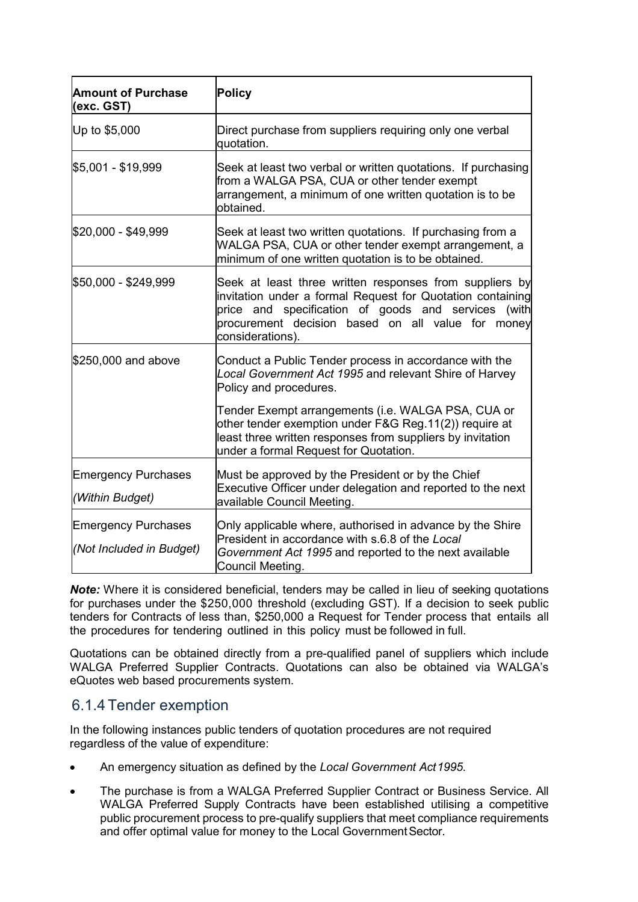| Amount of Purchase (exc. GST) | Policy |
|---|---|
| Up to $5,000 | Direct purchase from suppliers requiring only one verbal quotation. |
| $5,001 - $19,999 | Seek at least two verbal or written quotations. If purchasing from a WALGA PSA, CUA or other tender exempt arrangement, a minimum of one written quotation is to be obtained. |
| $20,000 - $49,999 | Seek at least two written quotations. If purchasing from a WALGA PSA, CUA or other tender exempt arrangement, a minimum of one written quotation is to be obtained. |
| $50,000 - $249,999 | Seek at least three written responses from suppliers by invitation under a formal Request for Quotation containing price and specification of goods and services (with procurement decision based on all value for money considerations). |
| $250,000 and above | Conduct a Public Tender process in accordance with the *Local Government Act 1995* and relevant Shire of Harvey Policy and procedures.<br><br>Tender Exempt arrangements (i.e. WALGA PSA, CUA or other tender exemption under F&G Reg.11(2)) require at least three written responses from suppliers by invitation under a formal Request for Quotation. |
| Emergency Purchases<br>*(Within Budget)* | Must be approved by the President or by the Chief Executive Officer under delegation and reported to the next available Council Meeting. |
| Emergency Purchases<br>*(Not Included in Budget)* | Only applicable where, authorised in advance by the Shire President in accordance with s.6.8 of the *Local Government Act 1995* and reported to the next available Council Meeting. |

***Note:*** Where it is considered beneficial, tenders may be called in lieu of seeking quotations for purchases under the $250,000 threshold (excluding GST). If a decision to seek public tenders for Contracts of less than, $250,000 a Request for Tender process that entails all the procedures for tendering outlined in this policy must be followed in full.

Quotations can be obtained directly from a pre-qualified panel of suppliers which include WALGA Preferred Supplier Contracts. Quotations can also be obtained via WALGA's eQuotes web based procurements system.

## 6.1.4 Tender exemption

In the following instances public tenders of quotation procedures are not required regardless of the value of expenditure:

- An emergency situation as defined by the *Local Government Act 1995*.
- The purchase is from a WALGA Preferred Supplier Contract or Business Service. All WALGA Preferred Supply Contracts have been established utilising a competitive public procurement process to pre-qualify suppliers that meet compliance requirements and offer optimal value for money to the Local Government Sector.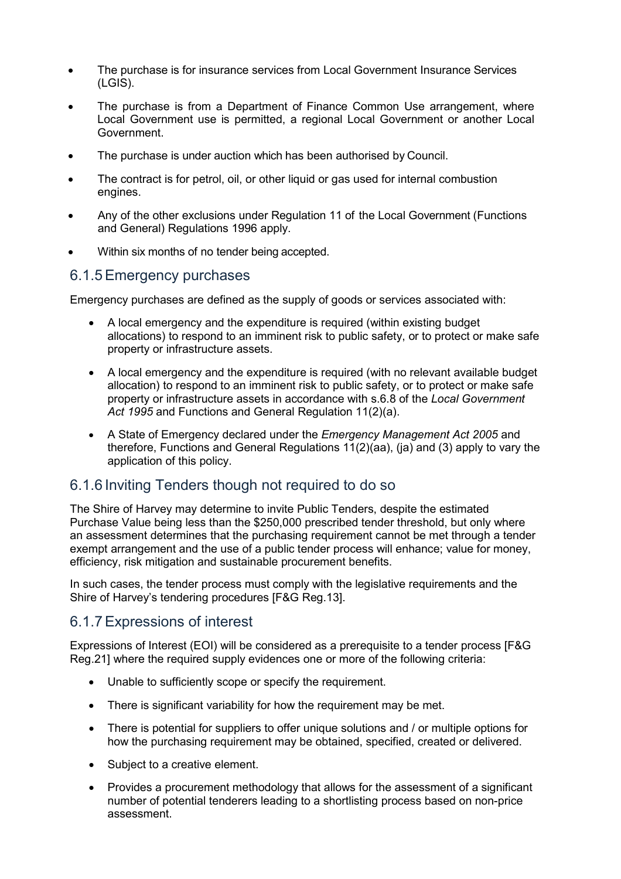- The purchase is for insurance services from Local Government Insurance Services (LGIS).
- The purchase is from a Department of Finance Common Use arrangement, where Local Government use is permitted, a regional Local Government or another Local Government.
- The purchase is under auction which has been authorised by Council.
- The contract is for petrol, oil, or other liquid or gas used for internal combustion engines.
- Any of the other exclusions under Regulation 11 of the Local Government (Functions and General) Regulations 1996 apply.
- Within six months of no tender being accepted.

### 6.1.5 Emergency purchases

Emergency purchases are defined as the supply of goods or services associated with:

- A local emergency and the expenditure is required (within existing budget allocations) to respond to an imminent risk to public safety, or to protect or make safe property or infrastructure assets.
- A local emergency and the expenditure is required (with no relevant available budget allocation) to respond to an imminent risk to public safety, or to protect or make safe property or infrastructure assets in accordance with s.6.8 of the *Local Government Act 1995* and Functions and General Regulation 11(2)(a).
- A State of Emergency declared under the *Emergency Management Act 2005* and therefore, Functions and General Regulations 11(2)(aa), (ja) and (3) apply to vary the application of this policy.

### 6.1.6 Inviting Tenders though not required to do so

The Shire of Harvey may determine to invite Public Tenders, despite the estimated Purchase Value being less than the $250,000 prescribed tender threshold, but only where an assessment determines that the purchasing requirement cannot be met through a tender exempt arrangement and the use of a public tender process will enhance; value for money, efficiency, risk mitigation and sustainable procurement benefits.

In such cases, the tender process must comply with the legislative requirements and the Shire of Harvey's tendering procedures [F&G Reg.13].

### 6.1.7 Expressions of interest

Expressions of Interest (EOI) will be considered as a prerequisite to a tender process [F&G Reg.21] where the required supply evidences one or more of the following criteria:

- Unable to sufficiently scope or specify the requirement.
- There is significant variability for how the requirement may be met.
- There is potential for suppliers to offer unique solutions and / or multiple options for how the purchasing requirement may be obtained, specified, created or delivered.
- Subject to a creative element.
- Provides a procurement methodology that allows for the assessment of a significant number of potential tenderers leading to a shortlisting process based on non-price assessment.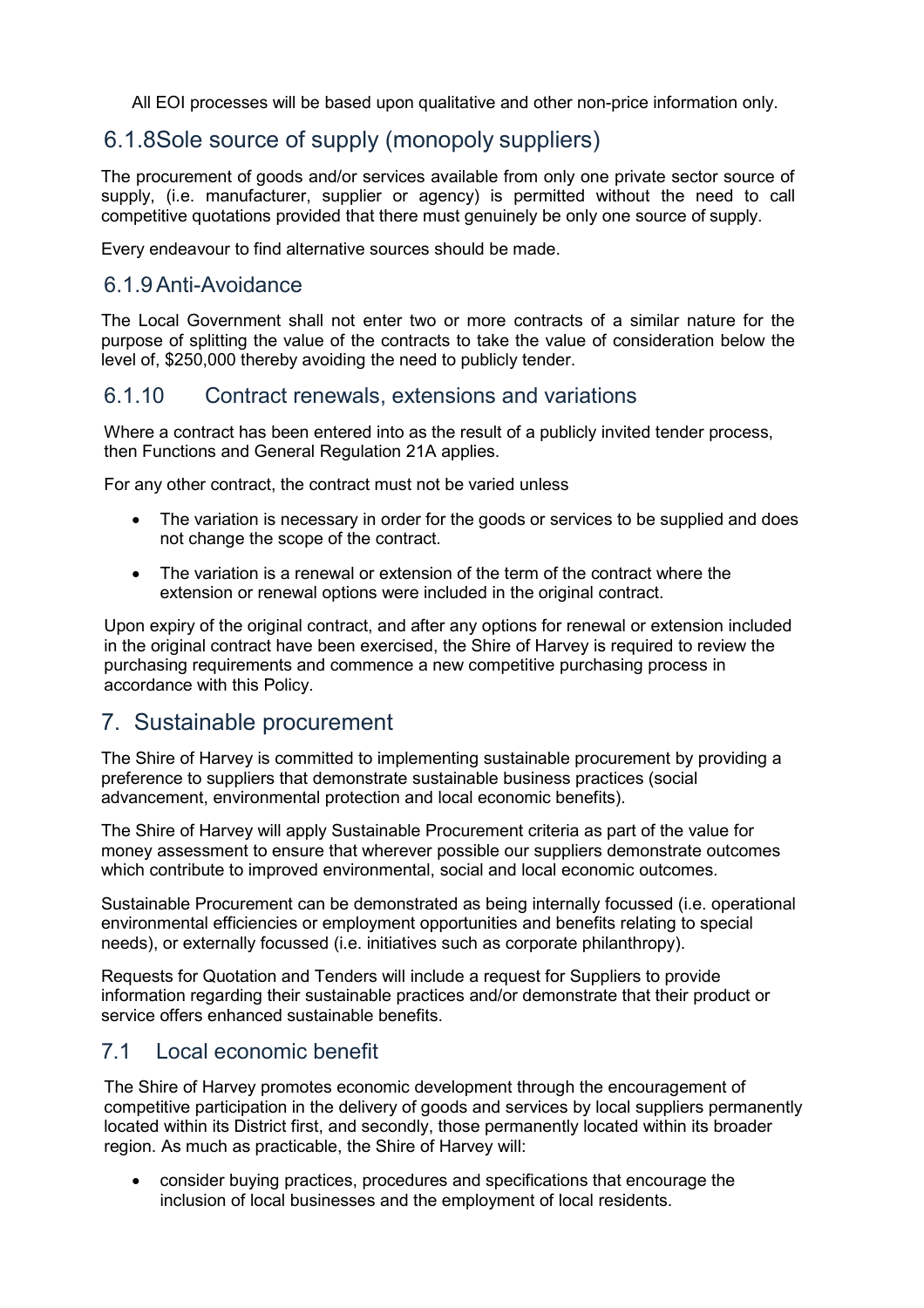All EOI processes will be based upon qualitative and other non-price information only.

### 6.1.8 Sole source of supply (monopoly suppliers)

The procurement of goods and/or services available from only one private sector source of supply, (i.e. manufacturer, supplier or agency) is permitted without the need to call competitive quotations provided that there must genuinely be only one source of supply.

Every endeavour to find alternative sources should be made.

### 6.1.9 Anti-Avoidance

The Local Government shall not enter two or more contracts of a similar nature for the purpose of splitting the value of the contracts to take the value of consideration below the level of, $250,000 thereby avoiding the need to publicly tender.

### 6.1.10 Contract renewals, extensions and variations

Where a contract has been entered into as the result of a publicly invited tender process, then Functions and General Regulation 21A applies.

For any other contract, the contract must not be varied unless

- The variation is necessary in order for the goods or services to be supplied and does not change the scope of the contract.
- The variation is a renewal or extension of the term of the contract where the extension or renewal options were included in the original contract.

Upon expiry of the original contract, and after any options for renewal or extension included in the original contract have been exercised, the Shire of Harvey is required to review the purchasing requirements and commence a new competitive purchasing process in accordance with this Policy.

## 7. Sustainable procurement

The Shire of Harvey is committed to implementing sustainable procurement by providing a preference to suppliers that demonstrate sustainable business practices (social advancement, environmental protection and local economic benefits).

The Shire of Harvey will apply Sustainable Procurement criteria as part of the value for money assessment to ensure that wherever possible our suppliers demonstrate outcomes which contribute to improved environmental, social and local economic outcomes.

Sustainable Procurement can be demonstrated as being internally focussed (i.e. operational environmental efficiencies or employment opportunities and benefits relating to special needs), or externally focussed (i.e. initiatives such as corporate philanthropy).

Requests for Quotation and Tenders will include a request for Suppliers to provide information regarding their sustainable practices and/or demonstrate that their product or service offers enhanced sustainable benefits.

### 7.1 Local economic benefit

The Shire of Harvey promotes economic development through the encouragement of competitive participation in the delivery of goods and services by local suppliers permanently located within its District first, and secondly, those permanently located within its broader region. As much as practicable, the Shire of Harvey will:

- consider buying practices, procedures and specifications that encourage the inclusion of local businesses and the employment of local residents.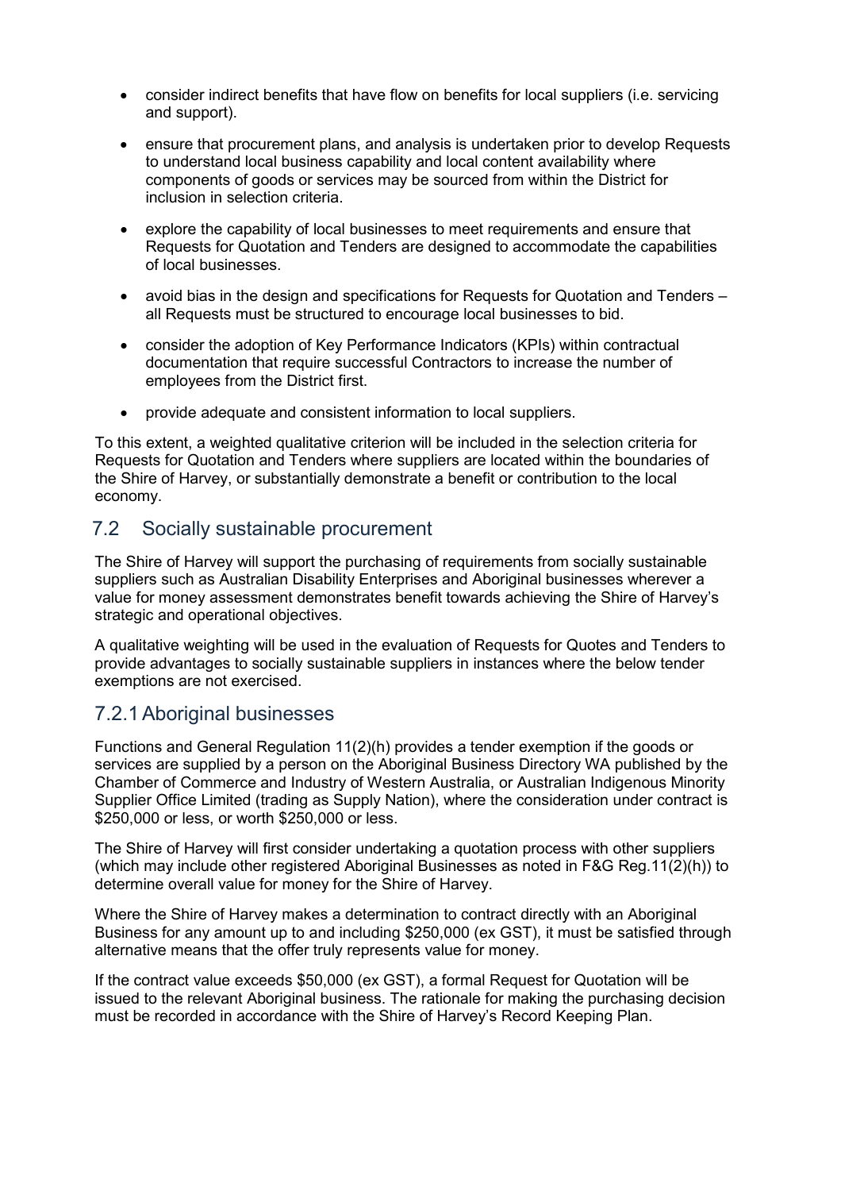- consider indirect benefits that have flow on benefits for local suppliers (i.e. servicing and support).
- ensure that procurement plans, and analysis is undertaken prior to develop Requests to understand local business capability and local content availability where components of goods or services may be sourced from within the District for inclusion in selection criteria.
- explore the capability of local businesses to meet requirements and ensure that Requests for Quotation and Tenders are designed to accommodate the capabilities of local businesses.
- avoid bias in the design and specifications for Requests for Quotation and Tenders – all Requests must be structured to encourage local businesses to bid.
- consider the adoption of Key Performance Indicators (KPIs) within contractual documentation that require successful Contractors to increase the number of employees from the District first.
- provide adequate and consistent information to local suppliers.

To this extent, a weighted qualitative criterion will be included in the selection criteria for Requests for Quotation and Tenders where suppliers are located within the boundaries of the Shire of Harvey, or substantially demonstrate a benefit or contribution to the local economy.

## 7.2 Socially sustainable procurement

The Shire of Harvey will support the purchasing of requirements from socially sustainable suppliers such as Australian Disability Enterprises and Aboriginal businesses wherever a value for money assessment demonstrates benefit towards achieving the Shire of Harvey's strategic and operational objectives.

A qualitative weighting will be used in the evaluation of Requests for Quotes and Tenders to provide advantages to socially sustainable suppliers in instances where the below tender exemptions are not exercised.

### 7.2.1 Aboriginal businesses

Functions and General Regulation 11(2)(h) provides a tender exemption if the goods or services are supplied by a person on the Aboriginal Business Directory WA published by the Chamber of Commerce and Industry of Western Australia, or Australian Indigenous Minority Supplier Office Limited (trading as Supply Nation), where the consideration under contract is $250,000 or less, or worth $250,000 or less.

The Shire of Harvey will first consider undertaking a quotation process with other suppliers (which may include other registered Aboriginal Businesses as noted in F&G Reg.11(2)(h)) to determine overall value for money for the Shire of Harvey.

Where the Shire of Harvey makes a determination to contract directly with an Aboriginal Business for any amount up to and including $250,000 (ex GST), it must be satisfied through alternative means that the offer truly represents value for money.

If the contract value exceeds $50,000 (ex GST), a formal Request for Quotation will be issued to the relevant Aboriginal business. The rationale for making the purchasing decision must be recorded in accordance with the Shire of Harvey's Record Keeping Plan.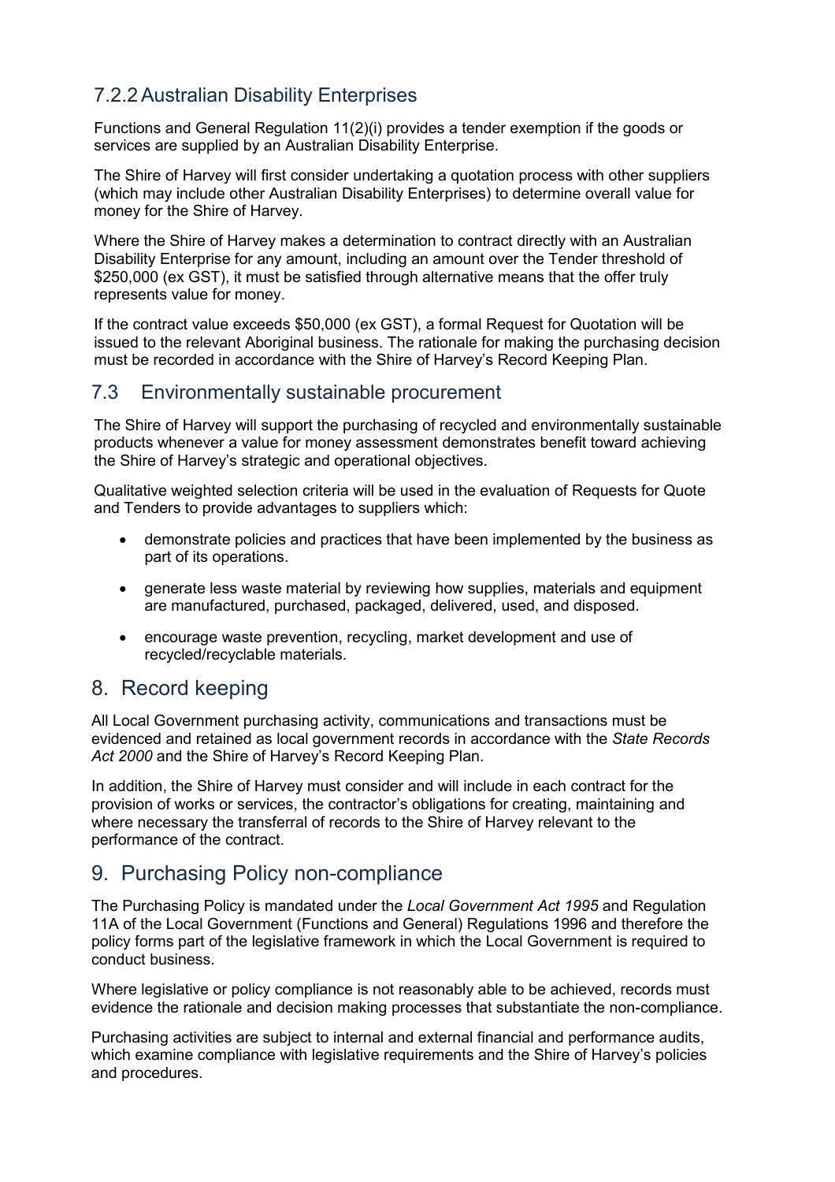### 7.2.2 Australian Disability Enterprises

Functions and General Regulation 11(2)(i) provides a tender exemption if the goods or services are supplied by an Australian Disability Enterprise.

The Shire of Harvey will first consider undertaking a quotation process with other suppliers (which may include other Australian Disability Enterprises) to determine overall value for money for the Shire of Harvey.

Where the Shire of Harvey makes a determination to contract directly with an Australian Disability Enterprise for any amount, including an amount over the Tender threshold of $250,000 (ex GST), it must be satisfied through alternative means that the offer truly represents value for money.

If the contract value exceeds $50,000 (ex GST), a formal Request for Quotation will be issued to the relevant Aboriginal business. The rationale for making the purchasing decision must be recorded in accordance with the Shire of Harvey's Record Keeping Plan.

## 7.3 Environmentally sustainable procurement

The Shire of Harvey will support the purchasing of recycled and environmentally sustainable products whenever a value for money assessment demonstrates benefit toward achieving the Shire of Harvey's strategic and operational objectives.

Qualitative weighted selection criteria will be used in the evaluation of Requests for Quote and Tenders to provide advantages to suppliers which:

- demonstrate policies and practices that have been implemented by the business as part of its operations.
- generate less waste material by reviewing how supplies, materials and equipment are manufactured, purchased, packaged, delivered, used, and disposed.
- encourage waste prevention, recycling, market development and use of recycled/recyclable materials.

# 8. Record keeping

All Local Government purchasing activity, communications and transactions must be evidenced and retained as local government records in accordance with the *State Records Act 2000* and the Shire of Harvey's Record Keeping Plan.

In addition, the Shire of Harvey must consider and will include in each contract for the provision of works or services, the contractor's obligations for creating, maintaining and where necessary the transferral of records to the Shire of Harvey relevant to the performance of the contract.

# 9. Purchasing Policy non-compliance

The Purchasing Policy is mandated under the *Local Government Act 1995* and Regulation 11A of the Local Government (Functions and General) Regulations 1996 and therefore the policy forms part of the legislative framework in which the Local Government is required to conduct business.

Where legislative or policy compliance is not reasonably able to be achieved, records must evidence the rationale and decision making processes that substantiate the non-compliance.

Purchasing activities are subject to internal and external financial and performance audits, which examine compliance with legislative requirements and the Shire of Harvey's policies and procedures.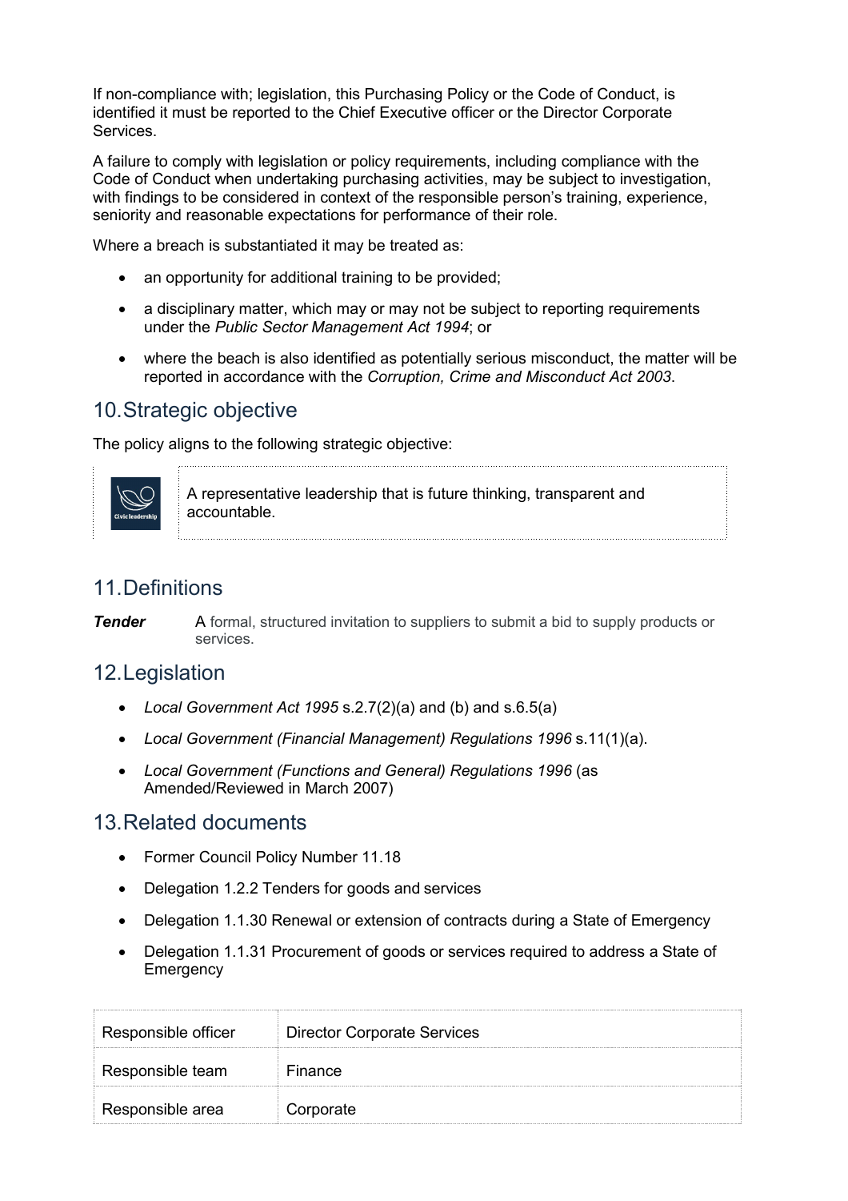If non-compliance with; legislation, this Purchasing Policy or the Code of Conduct, is identified it must be reported to the Chief Executive officer or the Director Corporate Services.

A failure to comply with legislation or policy requirements, including compliance with the Code of Conduct when undertaking purchasing activities, may be subject to investigation, with findings to be considered in context of the responsible person's training, experience, seniority and reasonable expectations for performance of their role.

Where a breach is substantiated it may be treated as:

- an opportunity for additional training to be provided;
- a disciplinary matter, which may or may not be subject to reporting requirements under the *Public Sector Management Act 1994*; or
- where the beach is also identified as potentially serious misconduct, the matter will be reported in accordance with the *Corruption, Crime and Misconduct Act 2003*.

## 10. Strategic objective

The policy aligns to the following strategic objective:

Civic leadership

A representative leadership that is future thinking, transparent and accountable.

## 11. Definitions

***Tender*** A formal, structured invitation to suppliers to submit a bid to supply products or services.

## 12. Legislation

- *Local Government Act 1995* s.2.7(2)(a) and (b) and s.6.5(a)
- *Local Government (Financial Management) Regulations 1996* s.11(1)(a).
- *Local Government (Functions and General) Regulations 1996* (as Amended/Reviewed in March 2007)

## 13. Related documents

- Former Council Policy Number 11.18
- Delegation 1.2.2 Tenders for goods and services
- Delegation 1.1.30 Renewal or extension of contracts during a State of Emergency
- Delegation 1.1.31 Procurement of goods or services required to address a State of Emergency

| | |
|---|---|
| Responsible officer | Director Corporate Services |
| Responsible team | Finance |
| Responsible area | Corporate |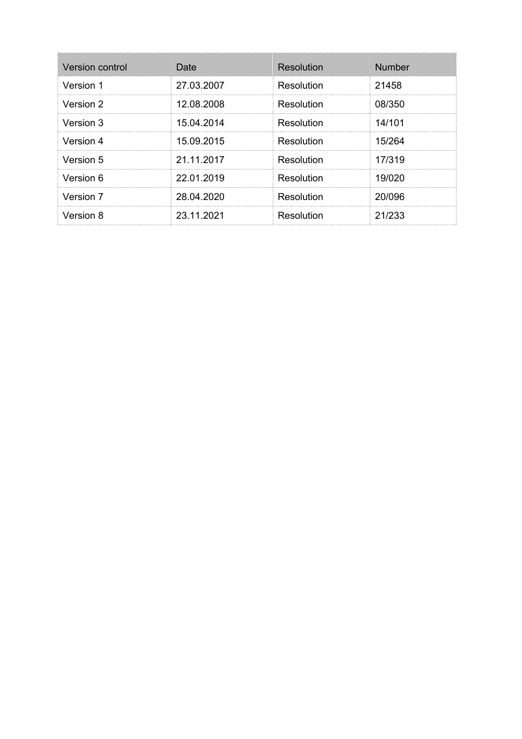| Version control | Date | Resolution | Number |
|---|---|---|---|
| Version 1 | 27.03.2007 | Resolution | 21458 |
| Version 2 | 12.08.2008 | Resolution | 08/350 |
| Version 3 | 15.04.2014 | Resolution | 14/101 |
| Version 4 | 15.09.2015 | Resolution | 15/264 |
| Version 5 | 21.11.2017 | Resolution | 17/319 |
| Version 6 | 22.01.2019 | Resolution | 19/020 |
| Version 7 | 28.04.2020 | Resolution | 20/096 |
| Version 8 | 23.11.2021 | Resolution | 21/233 |